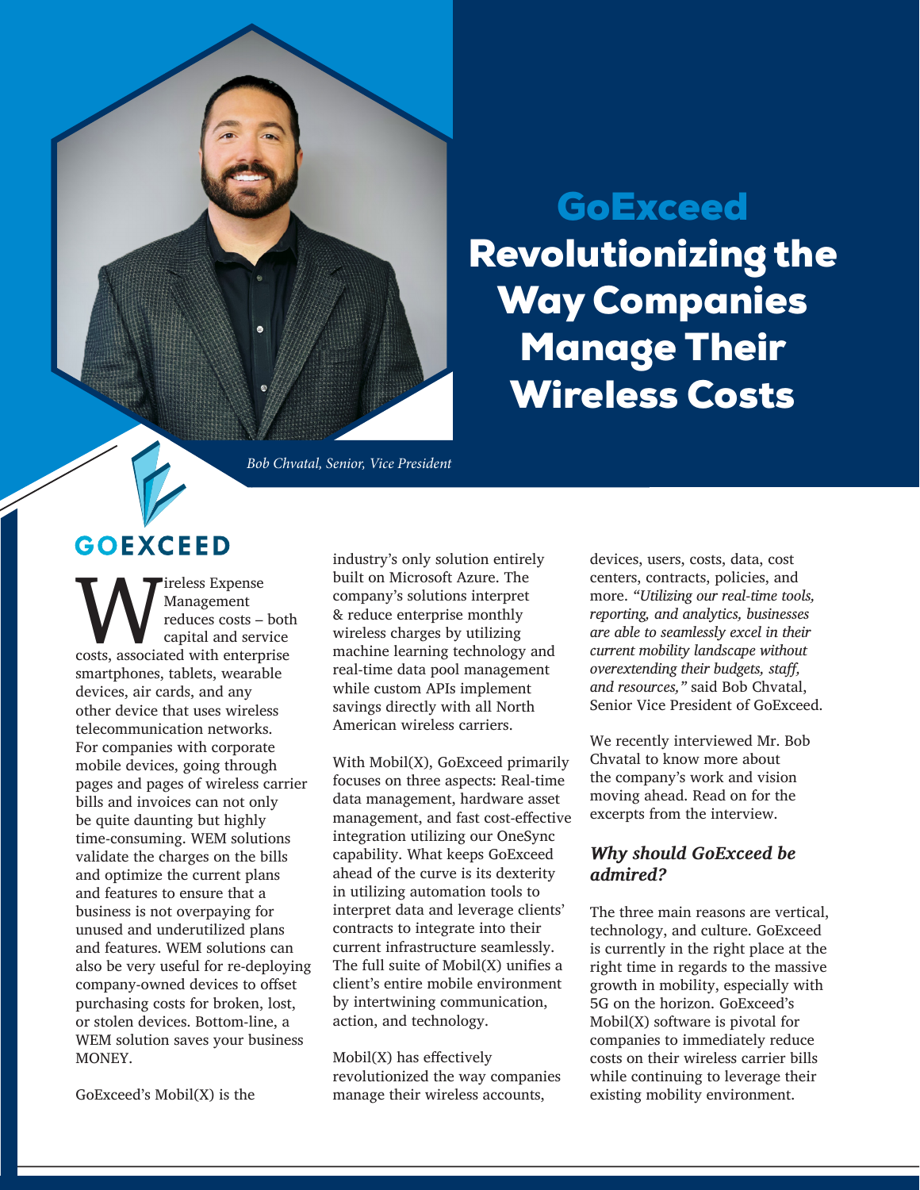# GoExceed

# Revolutionizing the Way Companies Manage Their Wireless Costs

*Bob Chvatal, Senior, Vice President*

GOEXCEED

Wireless Expense Management reduces costs – both capital and service costs, associated with enterprise smartphones, tablets, wearable devices, air cards, and any other device that uses wireless telecommunication networks. For companies with corporate mobile devices, going through pages and pages of wireless carrier bills and invoices can not only be quite daunting but highly time-consuming. WEM solutions validate the charges on the bills and optimize the current plans and features to ensure that a business is not overpaying for unused and underutilized plans and features. WEM solutions can also be very useful for re-deploying company-owned devices to offset purchasing costs for broken, lost, or stolen devices. Bottom-line, a WEM solution saves your business MONEY.

GoExceed's Mobil(X) is the industry's only solution entirely built on Microsoft Azure. The company's solutions interpret & reduce enterprise monthly wireless charges by utilizing machine learning technology and real-time data pool management while custom APIs implement savings directly with all North American wireless carriers.

With Mobil(X), GoExceed primarily focuses on three aspects: Real-time data management, hardware asset management, and fast cost-effective integration utilizing our OneSync capability. What keeps GoExceed ahead of the curve is its dexterity in utilizing automation tools to interpret data and leverage clients' contracts to integrate into their current infrastructure seamlessly. The full suite of Mobil(X) unifies a client's entire mobile environment by intertwining communication, action, and technology.

Mobil(X) has effectively revolutionized the way companies manage their wireless accounts, devices, users, costs, data, cost centers, contracts, policies, and more. *"Utilizing our real-time tools, reporting, and analytics, businesses are able to seamlessly excel in their current mobility landscape without overextending their budgets, staff, and resources,"* said Bob Chvatal, Senior Vice President of GoExceed.

We recently interviewed Mr. Bob Chvatal to know more about the company's work and vision moving ahead. Read on for the excerpts from the interview.

### *Why should GoExceed be admired?*

The three main reasons are vertical, technology, and culture. GoExceed is currently in the right place at the right time in regards to the massive growth in mobility, especially with 5G on the horizon. GoExceed's Mobil(X) software is pivotal for companies to immediately reduce costs on their wireless carrier bills while continuing to leverage their existing mobility environment.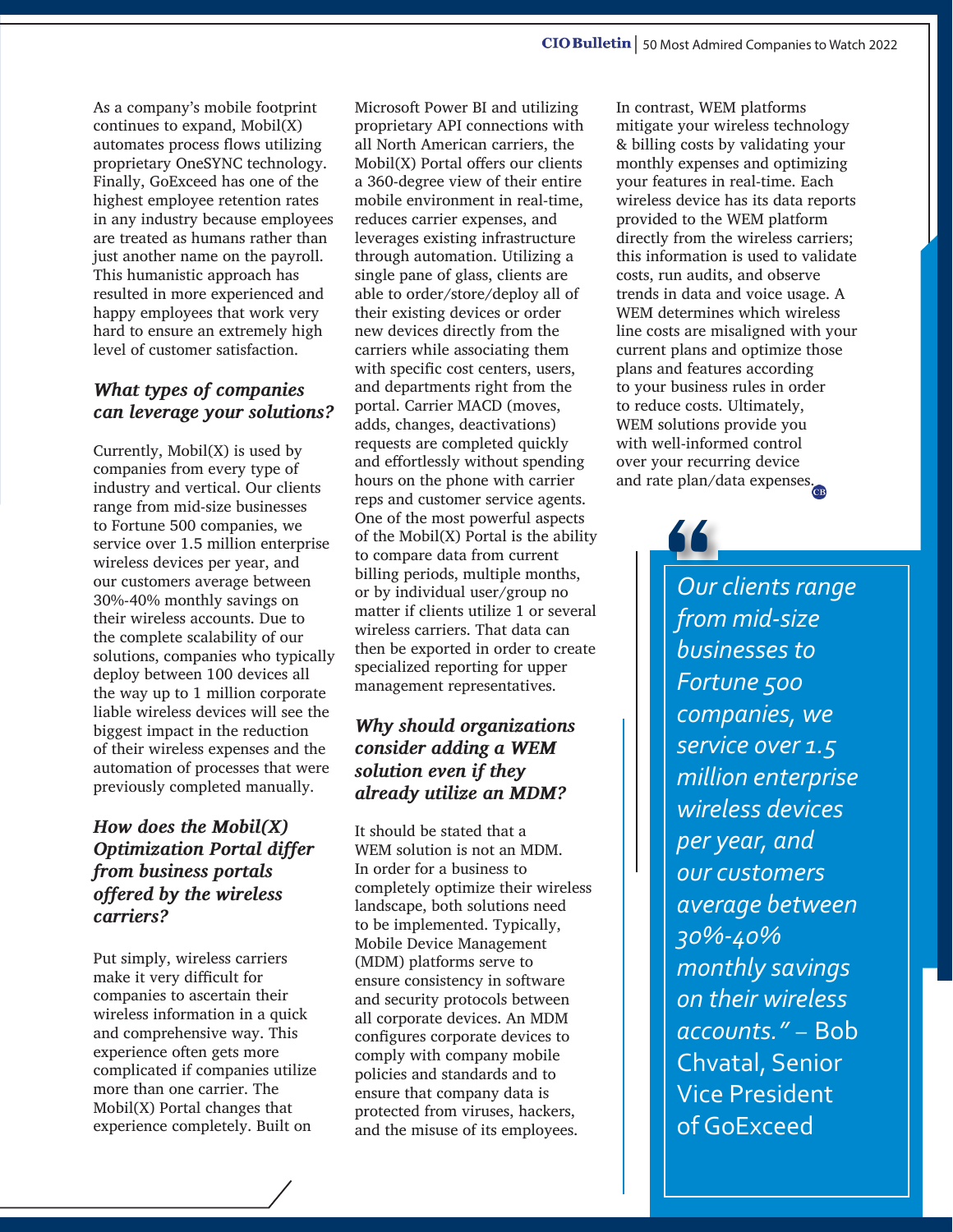As a company's mobile footprint continues to expand, Mobil(X) automates process flows utilizing proprietary OneSYNC technology. Finally, GoExceed has one of the highest employee retention rates in any industry because employees are treated as humans rather than just another name on the payroll. This humanistic approach has resulted in more experienced and happy employees that work very hard to ensure an extremely high level of customer satisfaction.

### *What types of companies can leverage your solutions?*

Currently, Mobil(X) is used by companies from every type of industry and vertical. Our clients range from mid-size businesses to Fortune 500 companies, we service over 1.5 million enterprise wireless devices per year, and our customers average between 30%-40% monthly savings on their wireless accounts. Due to the complete scalability of our solutions, companies who typically deploy between 100 devices all the way up to 1 million corporate liable wireless devices will see the biggest impact in the reduction of their wireless expenses and the automation of processes that were previously completed manually.

### *How does the Mobil(X) Optimization Portal differ from business portals offered by the wireless carriers?*

Put simply, wireless carriers make it very difficult for companies to ascertain their wireless information in a quick and comprehensive way. This experience often gets more complicated if companies utilize more than one carrier. The Mobil(X) Portal changes that experience completely. Built on Microsoft Power BI and utilizing proprietary API connections with all North American carriers, the Mobil(X) Portal offers our clients a 360-degree view of their entire mobile environment in real-time, reduces carrier expenses, and leverages existing infrastructure through automation. Utilizing a single pane of glass, clients are able to order/store/deploy all of their existing devices or order new devices directly from the carriers while associating them with specific cost centers, users, and departments right from the portal. Carrier MACD (moves, adds, changes, deactivations) requests are completed quickly and effortlessly without spending hours on the phone with carrier reps and customer service agents. One of the most powerful aspects of the Mobil(X) Portal is the ability to compare data from current billing periods, multiple months, or by individual user/group no matter if clients utilize 1 or several wireless carriers. That data can then be exported in order to create specialized reporting for upper management representatives.

### *Why should organizations consider adding a WEM solution even if they already utilize an MDM?*

It should be stated that a WEM solution is not an MDM. In order for a business to completely optimize their wireless landscape, both solutions need to be implemented. Typically, Mobile Device Management (MDM) platforms serve to ensure consistency in software and security protocols between all corporate devices. An MDM configures corporate devices to comply with company mobile policies and standards and to ensure that company data is protected from viruses, hackers, and the misuse of its employees.

In contrast, WEM platforms mitigate your wireless technology & billing costs by validating your monthly expenses and optimizing your features in real-time. Each wireless device has its data reports provided to the WEM platform directly from the wireless carriers; this information is used to validate costs, run audits, and observe trends in data and voice usage. A WEM determines which wireless line costs are misaligned with your current plans and optimize those plans and features according to your business rules in order to reduce costs. Ultimately, WEM solutions provide you with well-informed control over your recurring device and rate plan/data expenses.

> *"Our clients range from mid-size businesses to Fortune 500 companies, we service over 1.5 million enterprise wireless devices per year, and our customers average between 30%-40% monthly savings on their wireless accounts."* – Bob Chvatal, Senior Vice President of GoExceed